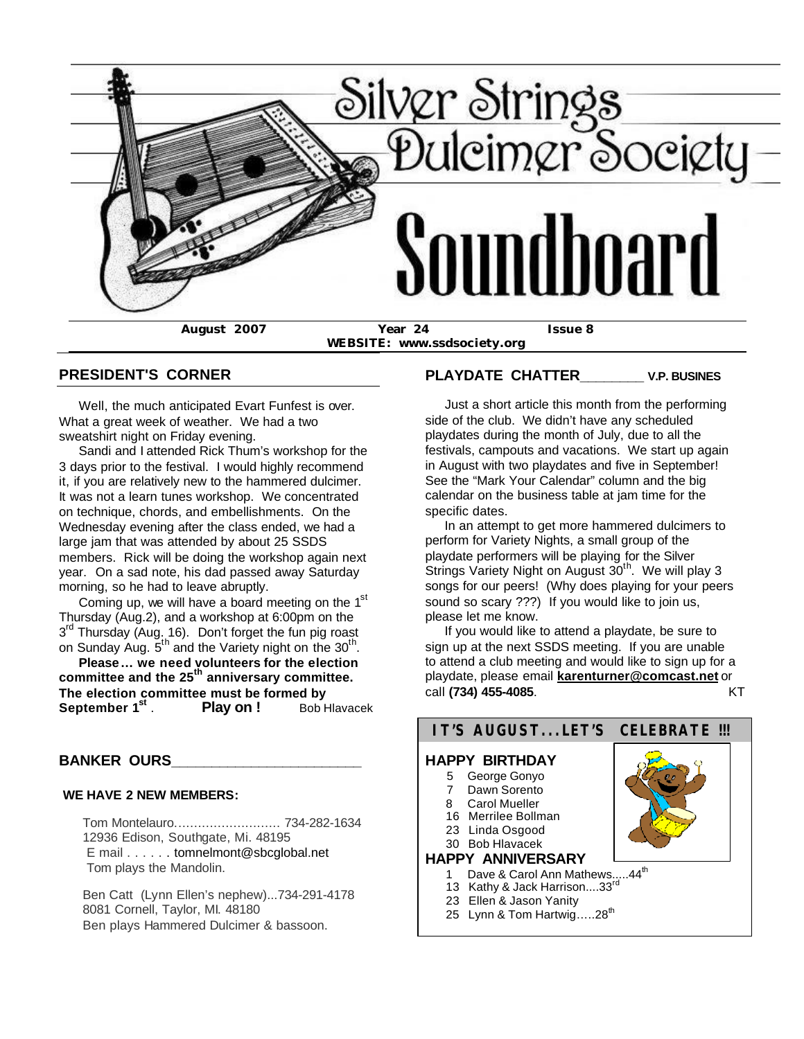# Silver Strings Dulcimer Society Soundboard

**August 2007** **Year 24** **Issue 8**

**WEBSITE: www.ssdsociety.org**

## PRESIDENT'S CORNER

Well, the much anticipated Evart Funfest is over. What a great week of weather. We had a two sweatshirt night on Friday evening.

Sandi and I attended Rick Thum's workshop for the 3 days prior to the festival. I would highly recommend it, if you are relatively new to the hammered dulcimer. It was not a learn tunes workshop. We concentrated on technique, chords, and embellishments. On the Wednesday evening after the class ended, we had a large jam that was attended by about 25 SSDS members. Rick will be doing the workshop again next year. On a sad note, his dad passed away Saturday morning, so he had to leave abruptly.

Coming up, we will have a board meeting on the 1st Thursday (Aug.2), and a workshop at 6:00pm on the 3rd Thursday (Aug. 16). Don't forget the fun pig roast on Sunday Aug. 5th and the Variety night on the 30th.

**Please… we need volunteers for the election committee and the 25th anniversary committee. The election committee must be formed by September 1st.** **Play on !** Bob Hlavacek

## BANKER OURS

**WE HAVE 2 NEW MEMBERS:**

Tom Montelauro……………………… 734-282-1634
12936 Edison, Southgate, Mi. 48195
E mail . . . . . . tomnelmont@sbcglobal.net
Tom plays the Mandolin.

Ben Catt (Lynn Ellen's nephew)...734-291-4178
8081 Cornell, Taylor, MI. 48180
Ben plays Hammered Dulcimer & bassoon.

## PLAYDATE CHATTER \_\_\_\_\_\_\_\_ V.P. BUSINES

Just a short article this month from the performing side of the club. We didn't have any scheduled playdates during the month of July, due to all the festivals, campouts and vacations. We start up again in August with two playdates and five in September! See the "Mark Your Calendar" column and the big calendar on the business table at jam time for the specific dates.

In an attempt to get more hammered dulcimers to perform for Variety Nights, a small group of the playdate performers will be playing for the Silver Strings Variety Night on August 30th. We will play 3 songs for our peers! (Why does playing for your peers sound so scary ???) If you would like to join us, please let me know.

If you would like to attend a playdate, be sure to sign up at the next SSDS meeting. If you are unable to attend a club meeting and would like to sign up for a playdate, please email **karenturner@comcast.net** or call **(734) 455-4085**. KT

## IT'S AUGUST...LET'S CELEBRATE !!!

### HAPPY BIRTHDAY

- 5 George Gonyo
- 7 Dawn Sorento
- 8 Carol Mueller
- 16 Merrilee Bollman
- 23 Linda Osgood
- 30 Bob Hlavacek

### HAPPY ANNIVERSARY

- 1 Dave & Carol Ann Mathews.....44th
- 13 Kathy & Jack Harrison....33rd
- 23 Ellen & Jason Yanity
- 25 Lynn & Tom Hartwig…..28th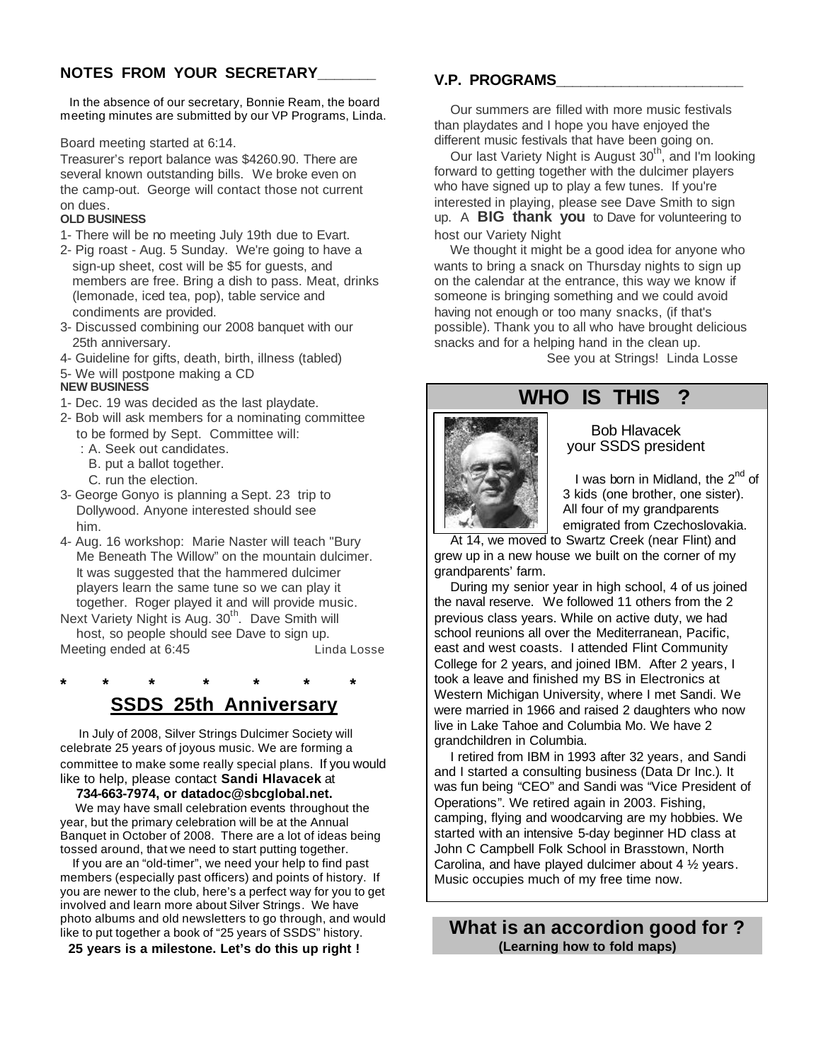## NOTES FROM YOUR SECRETARY

In the absence of our secretary, Bonnie Ream, the board meeting minutes are submitted by our VP Programs, Linda.

Board meeting started at 6:14.

Treasurer's report balance was $4260.90. There are several known outstanding bills. We broke even on the camp-out. George will contact those not current on dues.

**OLD BUSINESS**

1- There will be no meeting July 19th due to Evart.
2- Pig roast - Aug. 5 Sunday. We're going to have a sign-up sheet, cost will be $5 for guests, and members are free. Bring a dish to pass. Meat, drinks (lemonade, iced tea, pop), table service and condiments are provided.
3- Discussed combining our 2008 banquet with our 25th anniversary.
4- Guideline for gifts, death, birth, illness (tabled)
5- We will postpone making a CD

**NEW BUSINESS**

1- Dec. 19 was decided as the last playdate.
2- Bob will ask members for a nominating committee to be formed by Sept. Committee will:
   : A. Seek out candidates.
   B. put a ballot together.
   C. run the election.
3- George Gonyo is planning a Sept. 23 trip to Dollywood. Anyone interested should see him.
4- Aug. 16 workshop: Marie Naster will teach "Bury Me Beneath The Willow" on the mountain dulcimer. It was suggested that the hammered dulcimer players learn the same tune so we can play it together. Roger played it and will provide music.

Next Variety Night is Aug. 30th. Dave Smith will host, so people should see Dave to sign up.

Meeting ended at 6:45 Linda Losse

\* \* \* \* \* \* \*

## SSDS 25th Anniversary

In July of 2008, Silver Strings Dulcimer Society will celebrate 25 years of joyous music. We are forming a committee to make some really special plans. If you would like to help, please contact **Sandi Hlavacek** at **734-663-7974, or datadoc@sbcglobal.net.**

We may have small celebration events throughout the year, but the primary celebration will be at the Annual Banquet in October of 2008. There are a lot of ideas being tossed around, that we need to start putting together.

If you are an "old-timer", we need your help to find past members (especially past officers) and points of history. If you are newer to the club, here's a perfect way for you to get involved and learn more about Silver Strings. We have photo albums and old newsletters to go through, and would like to put together a book of "25 years of SSDS" history.

**25 years is a milestone. Let's do this up right !**

## V.P. PROGRAMS

Our summers are filled with more music festivals than playdates and I hope you have enjoyed the different music festivals that have been going on.

Our last Variety Night is August 30th, and I'm looking forward to getting together with the dulcimer players who have signed up to play a few tunes. If you're interested in playing, please see Dave Smith to sign up. A **BIG thank you** to Dave for volunteering to host our Variety Night

We thought it might be a good idea for anyone who wants to bring a snack on Thursday nights to sign up on the calendar at the entrance, this way we know if someone is bringing something and we could avoid having not enough or too many snacks, (if that's possible). Thank you to all who have brought delicious snacks and for a helping hand in the clean up.

See you at Strings! Linda Losse

## WHO IS THIS ?

Bob Hlavacek
your SSDS president

I was born in Midland, the 2nd of 3 kids (one brother, one sister). All four of my grandparents emigrated from Czechoslovakia.

At 14, we moved to Swartz Creek (near Flint) and grew up in a new house we built on the corner of my grandparents' farm.

During my senior year in high school, 4 of us joined the naval reserve. We followed 11 others from the 2 previous class years. While on active duty, we had school reunions all over the Mediterranean, Pacific, east and west coasts. I attended Flint Community College for 2 years, and joined IBM. After 2 years, I took a leave and finished my BS in Electronics at Western Michigan University, where I met Sandi. We were married in 1966 and raised 2 daughters who now live in Lake Tahoe and Columbia Mo. We have 2 grandchildren in Columbia.

I retired from IBM in 1993 after 32 years, and Sandi and I started a consulting business (Data Dr Inc.). It was fun being "CEO" and Sandi was "Vice President of Operations". We retired again in 2003. Fishing, camping, flying and woodcarving are my hobbies. We started with an intensive 5-day beginner HD class at John C Campbell Folk School in Brasstown, North Carolina, and have played dulcimer about 4 ½ years. Music occupies much of my free time now.

## What is an accordion good for ?

**(Learning how to fold maps)**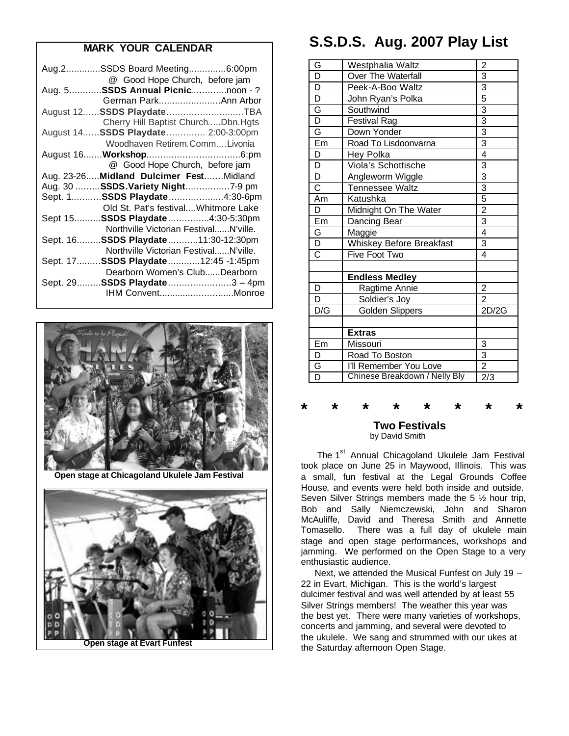## MARK YOUR CALENDAR

Aug.2.............SSDS Board Meeting..............6:00pm
@ Good Hope Church, before jam

Aug. 5............**SSDS Annual Picnic**.............noon - ?
German Park........................Ann Arbor

August 12......**SSDS Playdate**............................TBA
Cherry Hill Baptist Church.....Dbn.Hgts

August 14......**SSDS Playdate**............. 2:00-3:00pm
Woodhaven Retirem.Comm....Livonia

August 16.......**Workshop**..................................6:pm
@ Good Hope Church, before jam

Aug. 23-26.....**Midland Dulcimer Fest**.......Midland

Aug. 30 .........**SSDS.Variety Night**................7-9 pm

Sept. 1...........**SSDS Playdate**....................4:30-6pm
Old St. Pat's festival....Whitmore Lake

Sept 15..........**SSDS Playdate**...............4:30-5:30pm
Northville Victorian Festival......N'ville.

Sept. 16.........**SSDS Playdate**...........11:30-12:30pm
Northville Victorian Festival......N'ville.

Sept. 17.........**SSDS Playdate**............12:45 -1:45pm
Dearborn Women's Club......Dearborn

Sept. 29.........**SSDS Playdate**.......................3 – 4pm
IHM Convent.............................Monroe

Open stage at Chicagoland Ukulele Jam Festival

Open stage at Evart Funfest

# S.S.D.S. Aug. 2007 Play List

| | | |
|---|---|---|
| G | Westphalia Waltz | 2 |
| D | Over The Waterfall | 3 |
| D | Peek-A-Boo Waltz | 3 |
| D | John Ryan's Polka | 5 |
| G | Southwind | 3 |
| D | Festival Rag | 3 |
| G | Down Yonder | 3 |
| Em | Road To Lisdoonvarna | 3 |
| D | Hey Polka | 4 |
| D | Viola's Schottische | 3 |
| D | Angleworm Wiggle | 3 |
| C | Tennessee Waltz | 3 |
| Am | Katushka | 5 |
| D | Midnight On The Water | 2 |
| Em | Dancing Bear | 3 |
| G | Maggie | 4 |
| D | Whiskey Before Breakfast | 3 |
| C | Five Foot Two | 4 |
| | | |
| | **Endless Medley** | |
| D | Ragtime Annie | 2 |
| D | Soldier's Joy | 2 |
| D/G | Golden Slippers | 2D/2G |
| | | |
| | **Extras** | |
| Em | Missouri | 3 |
| D | Road To Boston | 3 |
| G | I'll Remember You Love | 2 |
| D | Chinese Breakdown / Nelly Bly | 2/3 |

\* \* \* \* \* \* \* \*

### Two Festivals
by David Smith

The 1st Annual Chicagoland Ukulele Jam Festival took place on June 25 in Maywood, Illinois. This was a small, fun festival at the Legal Grounds Coffee House, and events were held both inside and outside. Seven Silver Strings members made the 5 ½ hour trip, Bob and Sally Niemczewski, John and Sharon McAuliffe, David and Theresa Smith and Annette Tomasello. There was a full day of ukulele main stage and open stage performances, workshops and jamming. We performed on the Open Stage to a very enthusiastic audience.

Next, we attended the Musical Funfest on July 19 – 22 in Evart, Michigan. This is the world's largest dulcimer festival and was well attended by at least 55 Silver Strings members! The weather this year was the best yet. There were many varieties of workshops, concerts and jamming, and several were devoted to the ukulele. We sang and strummed with our ukes at the Saturday afternoon Open Stage.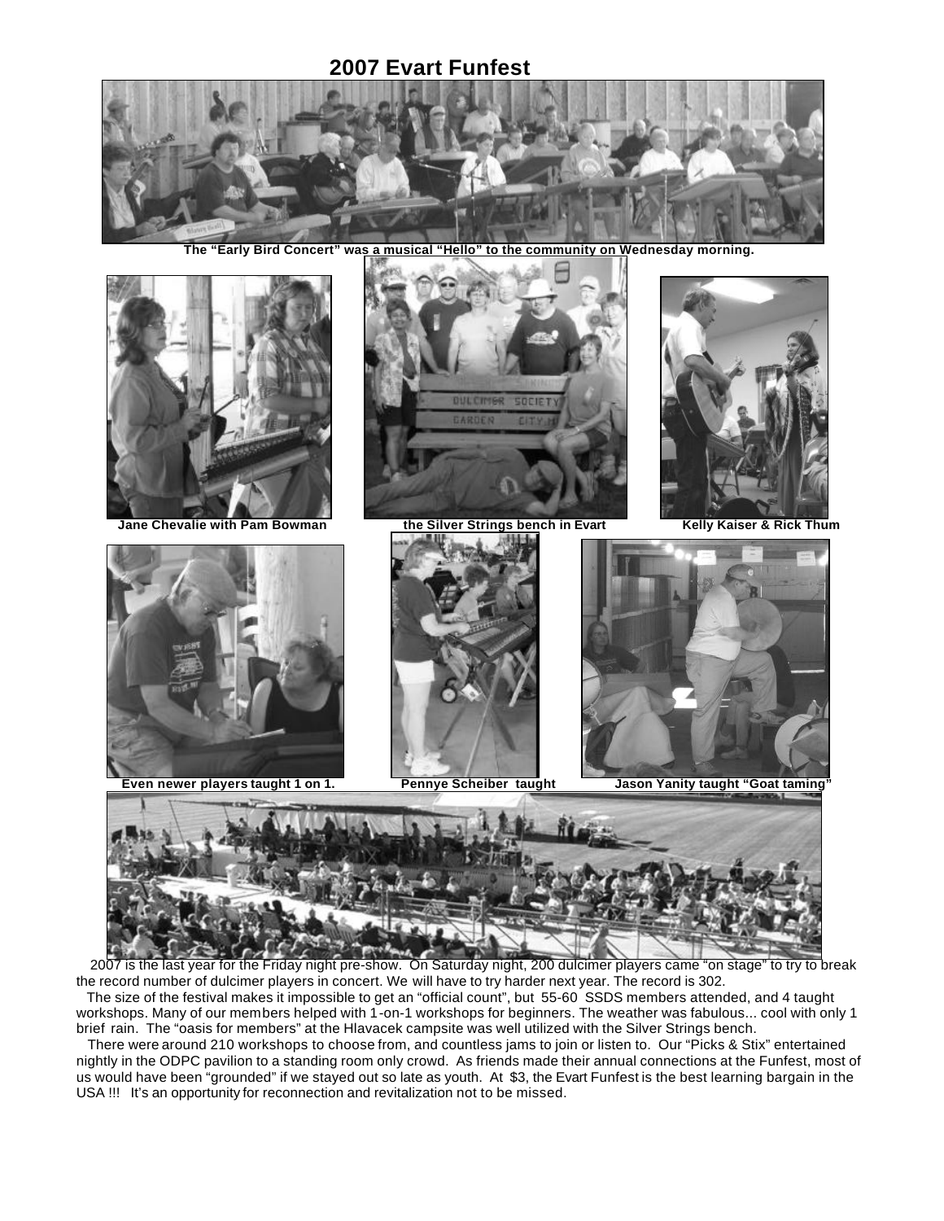# 2007 Evart Funfest

The "Early Bird Concert" was a musical "Hello" to the community on Wednesday morning.

Jane Chevalie with Pam Bowman

the Silver Strings bench in Evart

Kelly Kaiser & Rick Thum

Even newer players taught 1 on 1.

Pennye Scheiber taught

Jason Yanity taught "Goat taming"

2007 is the last year for the Friday night pre-show. On Saturday night, 200 dulcimer players came "on stage" to try to break the record number of dulcimer players in concert. We will have to try harder next year. The record is 302.

The size of the festival makes it impossible to get an "official count", but 55-60 SSDS members attended, and 4 taught workshops. Many of our members helped with 1-on-1 workshops for beginners. The weather was fabulous... cool with only 1 brief rain. The "oasis for members" at the Hlavacek campsite was well utilized with the Silver Strings bench.

There were around 210 workshops to choose from, and countless jams to join or listen to. Our "Picks & Stix" entertained nightly in the ODPC pavilion to a standing room only crowd. As friends made their annual connections at the Funfest, most of us would have been "grounded" if we stayed out so late as youth. At $3, the Evart Funfest is the best learning bargain in the USA !!! It's an opportunity for reconnection and revitalization not to be missed.